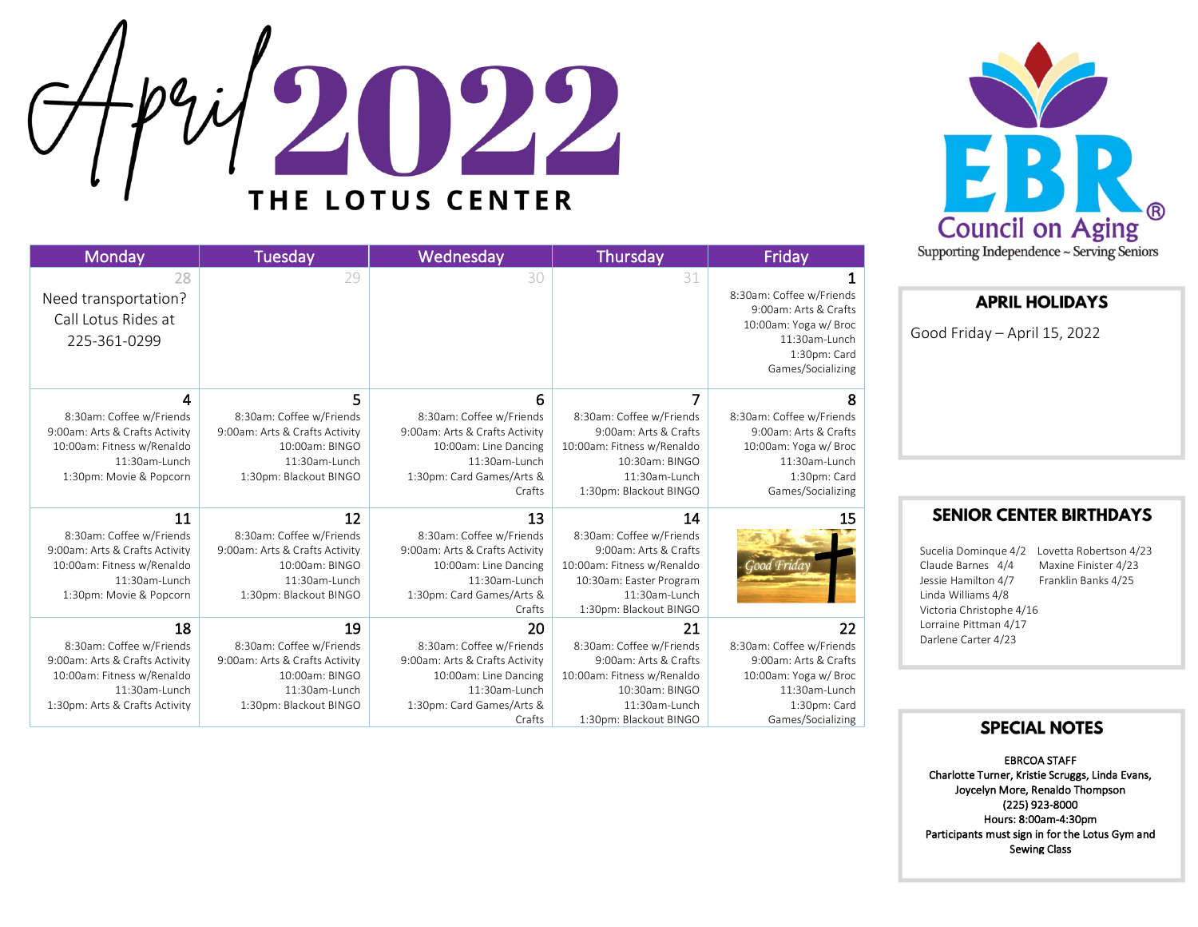# April 2022

## THE LOTUS CENTER

EBR Council on Aging®
Supporting Independence ~ Serving Seniors

| Monday | Tuesday | Wednesday | Thursday | Friday |
|---|---|---|---|---|
| 28<br>Need transportation? Call Lotus Rides at 225-361-0299 | 29 | 30 | 31 | 1<br>8:30am: Coffee w/Friends<br>9:00am: Arts & Crafts<br>10:00am: Yoga w/ Broc<br>11:30am-Lunch<br>1:30pm: Card Games/Socializing |
| 4<br>8:30am: Coffee w/Friends<br>9:00am: Arts & Crafts Activity<br>10:00am: Fitness w/Renaldo<br>11:30am-Lunch<br>1:30pm: Movie & Popcorn | 5<br>8:30am: Coffee w/Friends<br>9:00am: Arts & Crafts Activity<br>10:00am: BINGO<br>11:30am-Lunch<br>1:30pm: Blackout BINGO | 6<br>8:30am: Coffee w/Friends<br>9:00am: Arts & Crafts Activity<br>10:00am: Line Dancing<br>11:30am-Lunch<br>1:30pm: Card Games/Arts & Crafts | 7<br>8:30am: Coffee w/Friends<br>9:00am: Arts & Crafts<br>10:00am: Fitness w/Renaldo<br>10:30am: BINGO<br>11:30am-Lunch<br>1:30pm: Blackout BINGO | 8<br>8:30am: Coffee w/Friends<br>9:00am: Arts & Crafts<br>10:00am: Yoga w/ Broc<br>11:30am-Lunch<br>1:30pm: Card Games/Socializing |
| 11<br>8:30am: Coffee w/Friends<br>9:00am: Arts & Crafts Activity<br>10:00am: Fitness w/Renaldo<br>11:30am-Lunch<br>1:30pm: Movie & Popcorn | 12<br>8:30am: Coffee w/Friends<br>9:00am: Arts & Crafts Activity<br>10:00am: BINGO<br>11:30am-Lunch<br>1:30pm: Blackout BINGO | 13<br>8:30am: Coffee w/Friends<br>9:00am: Arts & Crafts Activity<br>10:00am: Line Dancing<br>11:30am-Lunch<br>1:30pm: Card Games/Arts & Crafts | 14<br>8:30am: Coffee w/Friends<br>9:00am: Arts & Crafts<br>10:00am: Fitness w/Renaldo<br>10:30am: Easter Program<br>11:30am-Lunch<br>1:30pm: Blackout BINGO | 15<br>Good Friday |
| 18<br>8:30am: Coffee w/Friends<br>9:00am: Arts & Crafts Activity<br>10:00am: Fitness w/Renaldo<br>11:30am-Lunch<br>1:30pm: Arts & Crafts Activity | 19<br>8:30am: Coffee w/Friends<br>9:00am: Arts & Crafts Activity<br>10:00am: BINGO<br>11:30am-Lunch<br>1:30pm: Blackout BINGO | 20<br>8:30am: Coffee w/Friends<br>9:00am: Arts & Crafts Activity<br>10:00am: Line Dancing<br>11:30am-Lunch<br>1:30pm: Card Games/Arts & Crafts | 21<br>8:30am: Coffee w/Friends<br>9:00am: Arts & Crafts<br>10:00am: Fitness w/Renaldo<br>10:30am: BINGO<br>11:30am-Lunch<br>1:30pm: Blackout BINGO | 22<br>8:30am: Coffee w/Friends<br>9:00am: Arts & Crafts<br>10:00am: Yoga w/ Broc<br>11:30am-Lunch<br>1:30pm: Card Games/Socializing |

### APRIL HOLIDAYS

Good Friday – April 15, 2022

### SENIOR CENTER BIRTHDAYS

Sucelia Dominque 4/2
Claude Barnes 4/4
Jessie Hamilton 4/7
Linda Williams 4/8
Victoria Christophe 4/16
Lorraine Pittman 4/17
Darlene Carter 4/23
Lovetta Robertson 4/23
Maxine Finister 4/23
Franklin Banks 4/25

### SPECIAL NOTES

**EBRCOA STAFF**
**Charlotte Turner, Kristie Scruggs, Linda Evans, Joycelyn More, Renaldo Thompson**
**(225) 923-8000**
**Hours: 8:00am-4:30pm**
**Participants must sign in for the Lotus Gym and Sewing Class**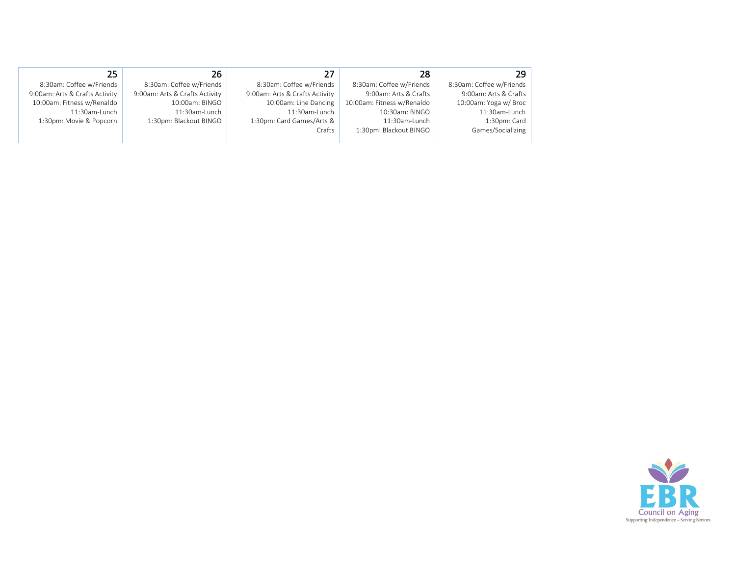| 25 | 26 | 27 | 28 | 29 |
|---|---|---|---|---|
| 8:30am: Coffee w/Friends<br>9:00am: Arts & Crafts Activity<br>10:00am: Fitness w/Renaldo<br>11:30am-Lunch<br>1:30pm: Movie & Popcorn | 8:30am: Coffee w/Friends<br>9:00am: Arts & Crafts Activity<br>10:00am: BINGO<br>11:30am-Lunch<br>1:30pm: Blackout BINGO | 8:30am: Coffee w/Friends<br>9:00am: Arts & Crafts Activity<br>10:00am: Line Dancing<br>11:30am-Lunch<br>1:30pm: Card Games/Arts & Crafts | 8:30am: Coffee w/Friends<br>9:00am: Arts & Crafts<br>10:00am: Fitness w/Renaldo<br>10:30am: BINGO<br>11:30am-Lunch<br>1:30pm: Blackout BINGO | 8:30am: Coffee w/Friends<br>9:00am: Arts & Crafts<br>10:00am: Yoga w/ Broc<br>11:30am-Lunch<br>1:30pm: Card Games/Socializing |

EBR Council on Aging
Supporting Independence ~ Serving Seniors